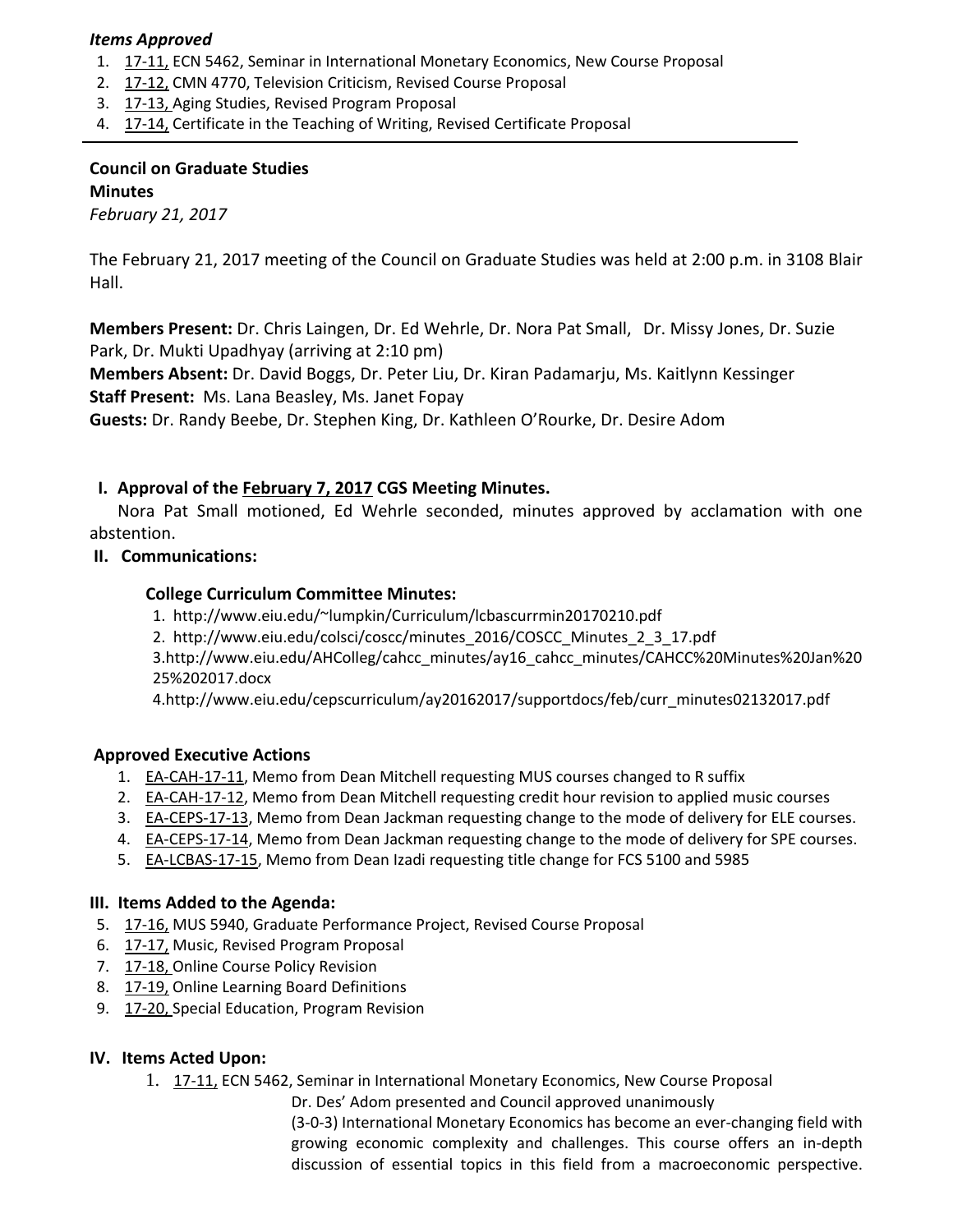***Items Approved***

1. 17-11, ECN 5462, Seminar in International Monetary Economics, New Course Proposal
2. 17-12, CMN 4770, Television Criticism, Revised Course Proposal
3. 17-13, Aging Studies, Revised Program Proposal
4. 17-14, Certificate in the Teaching of Writing, Revised Certificate Proposal

---

**Council on Graduate Studies**
**Minutes**
*February 21, 2017*

The February 21, 2017 meeting of the Council on Graduate Studies was held at 2:00 p.m. in 3108 Blair Hall.

**Members Present:** Dr. Chris Laingen, Dr. Ed Wehrle, Dr. Nora Pat Small, Dr. Missy Jones, Dr. Suzie Park, Dr. Mukti Upadhyay (arriving at 2:10 pm)
**Members Absent:** Dr. David Boggs, Dr. Peter Liu, Dr. Kiran Padamarju, Ms. Kaitlynn Kessinger
**Staff Present:** Ms. Lana Beasley, Ms. Janet Fopay
**Guests:** Dr. Randy Beebe, Dr. Stephen King, Dr. Kathleen O'Rourke, Dr. Desire Adom

**I. Approval of the February 7, 2017 CGS Meeting Minutes.**

Nora Pat Small motioned, Ed Wehrle seconded, minutes approved by acclamation with one abstention.

**II. Communications:**

**College Curriculum Committee Minutes:**

1. http://www.eiu.edu/~lumpkin/Curriculum/lcbascurrmin20170210.pdf
2. http://www.eiu.edu/colsci/coscc/minutes_2016/COSCC_Minutes_2_3_17.pdf
3. http://www.eiu.edu/AHColleg/cahcc_minutes/ay16_cahcc_minutes/CAHCC%20Minutes%20Jan%2025%202017.docx
4. http://www.eiu.edu/cepscurriculum/ay20162017/supportdocs/feb/curr_minutes02132017.pdf

**Approved Executive Actions**

1. EA-CAH-17-11, Memo from Dean Mitchell requesting MUS courses changed to R suffix
2. EA-CAH-17-12, Memo from Dean Mitchell requesting credit hour revision to applied music courses
3. EA-CEPS-17-13, Memo from Dean Jackman requesting change to the mode of delivery for ELE courses.
4. EA-CEPS-17-14, Memo from Dean Jackman requesting change to the mode of delivery for SPE courses.
5. EA-LCBAS-17-15, Memo from Dean Izadi requesting title change for FCS 5100 and 5985

**III. Items Added to the Agenda:**

5. 17-16, MUS 5940, Graduate Performance Project, Revised Course Proposal
6. 17-17, Music, Revised Program Proposal
7. 17-18, Online Course Policy Revision
8. 17-19, Online Learning Board Definitions
9. 17-20, Special Education, Program Revision

**IV. Items Acted Upon:**

1. 17-11, ECN 5462, Seminar in International Monetary Economics, New Course Proposal

   Dr. Des' Adom presented and Council approved unanimously

   (3-0-3) International Monetary Economics has become an ever-changing field with growing economic complexity and challenges. This course offers an in-depth discussion of essential topics in this field from a macroeconomic perspective.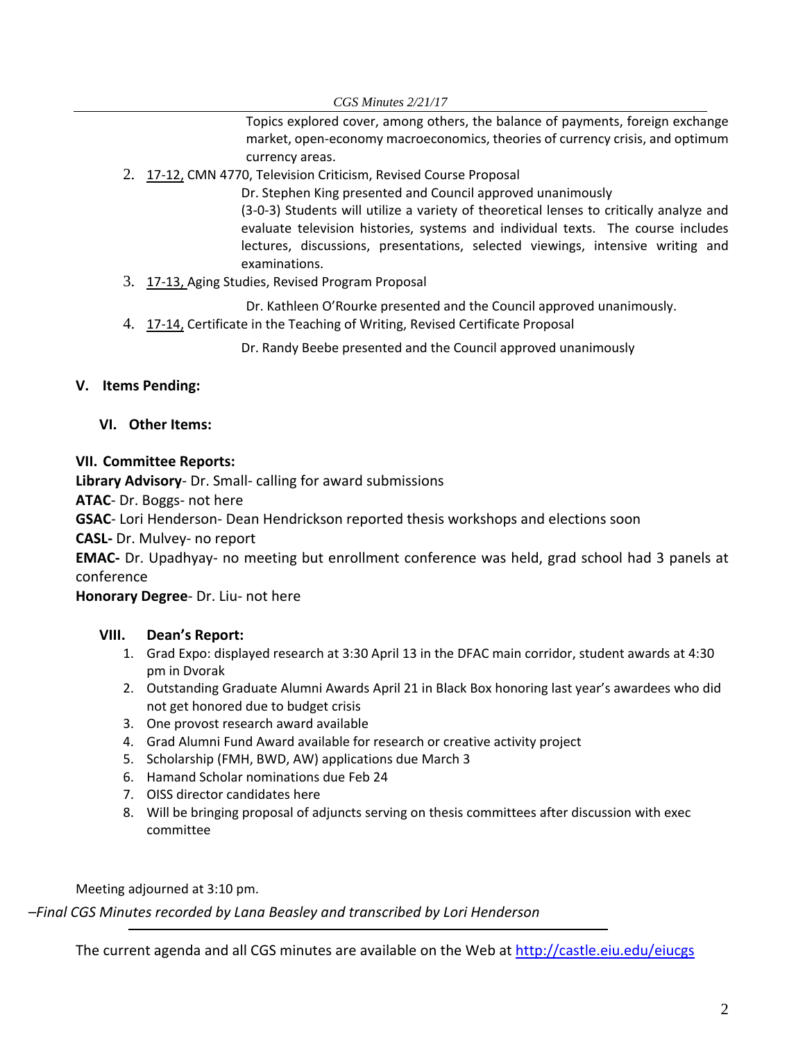Topics explored cover, among others, the balance of payments, foreign exchange market, open-economy macroeconomics, theories of currency crisis, and optimum currency areas.

2. 17-12, CMN 4770, Television Criticism, Revised Course Proposal
   Dr. Stephen King presented and Council approved unanimously
   (3-0-3) Students will utilize a variety of theoretical lenses to critically analyze and evaluate television histories, systems and individual texts. The course includes lectures, discussions, presentations, selected viewings, intensive writing and examinations.
3. 17-13, Aging Studies, Revised Program Proposal
   Dr. Kathleen O'Rourke presented and the Council approved unanimously.
4. 17-14, Certificate in the Teaching of Writing, Revised Certificate Proposal
   Dr. Randy Beebe presented and the Council approved unanimously

## V. Items Pending:

## VI. Other Items:

## VII. Committee Reports:

**Library Advisory**- Dr. Small- calling for award submissions

**ATAC**- Dr. Boggs- not here

**GSAC**- Lori Henderson- Dean Hendrickson reported thesis workshops and elections soon

**CASL-** Dr. Mulvey- no report

**EMAC-** Dr. Upadhyay- no meeting but enrollment conference was held, grad school had 3 panels at conference

**Honorary Degree**- Dr. Liu- not here

## VIII. Dean's Report:

1. Grad Expo: displayed research at 3:30 April 13 in the DFAC main corridor, student awards at 4:30 pm in Dvorak
2. Outstanding Graduate Alumni Awards April 21 in Black Box honoring last year's awardees who did not get honored due to budget crisis
3. One provost research award available
4. Grad Alumni Fund Award available for research or creative activity project
5. Scholarship (FMH, BWD, AW) applications due March 3
6. Hamand Scholar nominations due Feb 24
7. OISS director candidates here
8. Will be bringing proposal of adjuncts serving on thesis committees after discussion with exec committee

Meeting adjourned at 3:10 pm.

*–Final CGS Minutes recorded by Lana Beasley and transcribed by Lori Henderson*

---

The current agenda and all CGS minutes are available on the Web at http://castle.eiu.edu/eiucgs